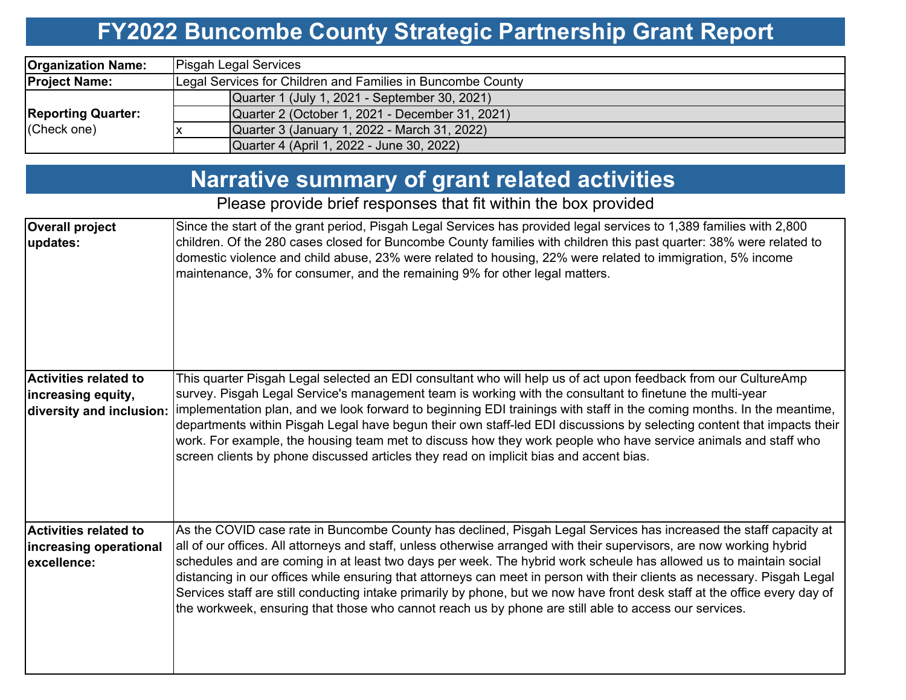# FY2022 Buncombe County Strategic Partnership Grant Report

| | | |
|---|---|---|
| **Organization Name:** | Pisgah Legal Services | |
| **Project Name:** | Legal Services for Children and Families in Buncombe County | |
| **Reporting Quarter:** (Check one) | | Quarter 1 (July 1, 2021 - September 30, 2021) |
| | | Quarter 2 (October 1, 2021 - December 31, 2021) |
| | x | Quarter 3 (January 1, 2022 - March 31, 2022) |
| | | Quarter 4 (April 1, 2022 - June 30, 2022) |

## Narrative summary of grant related activities

Please provide brief responses that fit within the box provided

| | |
|---|---|
| **Overall project updates:** | Since the start of the grant period, Pisgah Legal Services has provided legal services to 1,389 families with 2,800 children. Of the 280 cases closed for Buncombe County families with children this past quarter: 38% were related to domestic violence and child abuse, 23% were related to housing, 22% were related to immigration, 5% income maintenance, 3% for consumer, and the remaining 9% for other legal matters. |
| **Activities related to increasing equity, diversity and inclusion:** | This quarter Pisgah Legal selected an EDI consultant who will help us of act upon feedback from our CultureAmp survey. Pisgah Legal Service's management team is working with the consultant to finetune the multi-year implementation plan, and we look forward to beginning EDI trainings with staff in the coming months. In the meantime, departments within Pisgah Legal have begun their own staff-led EDI discussions by selecting content that impacts their work. For example, the housing team met to discuss how they work people who have service animals and staff who screen clients by phone discussed articles they read on implicit bias and accent bias. |
| **Activities related to increasing operational excellence:** | As the COVID case rate in Buncombe County has declined, Pisgah Legal Services has increased the staff capacity at all of our offices. All attorneys and staff, unless otherwise arranged with their supervisors, are now working hybrid schedules and are coming in at least two days per week. The hybrid work scheule has allowed us to maintain social distancing in our offices while ensuring that attorneys can meet in person with their clients as necessary. Pisgah Legal Services staff are still conducting intake primarily by phone, but we now have front desk staff at the office every day of the workweek, ensuring that those who cannot reach us by phone are still able to access our services. |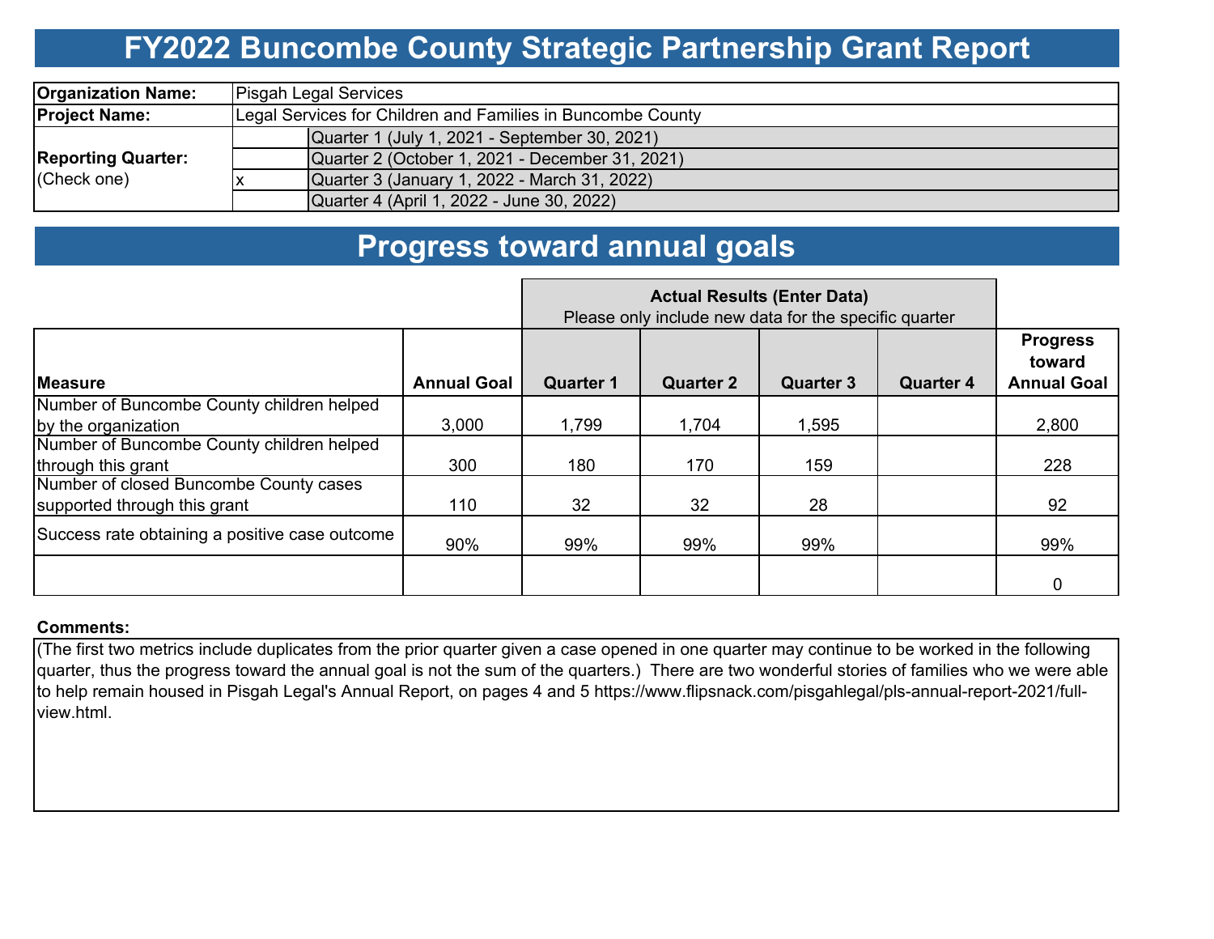# FY2022 Buncombe County Strategic Partnership Grant Report

| | | |
|---|---|---|
| **Organization Name:** | Pisgah Legal Services | |
| **Project Name:** | Legal Services for Children and Families in Buncombe County | |
| **Reporting Quarter:** (Check one) | | Quarter 1 (July 1, 2021 - September 30, 2021) |
| | | Quarter 2 (October 1, 2021 - December 31, 2021) |
| | x | Quarter 3 (January 1, 2022 - March 31, 2022) |
| | | Quarter 4 (April 1, 2022 - June 30, 2022) |

# Progress toward annual goals

| | | **Actual Results (Enter Data)** Please only include new data for the specific quarter | | | | |
|---|---|---|---|---|---|---|
| **Measure** | **Annual Goal** | **Quarter 1** | **Quarter 2** | **Quarter 3** | **Quarter 4** | **Progress toward Annual Goal** |
| Number of Buncombe County children helped by the organization | 3,000 | 1,799 | 1,704 | 1,595 | | 2,800 |
| Number of Buncombe County children helped through this grant | 300 | 180 | 170 | 159 | | 228 |
| Number of closed Buncombe County cases supported through this grant | 110 | 32 | 32 | 28 | | 92 |
| Success rate obtaining a positive case outcome | 90% | 99% | 99% | 99% | | 99% |
| | | | | | | 0 |

**Comments:**

(The first two metrics include duplicates from the prior quarter given a case opened in one quarter may continue to be worked in the following quarter, thus the progress toward the annual goal is not the sum of the quarters.) There are two wonderful stories of families who we were able to help remain housed in Pisgah Legal's Annual Report, on pages 4 and 5 https://www.flipsnack.com/pisgahlegal/pls-annual-report-2021/full-view.html.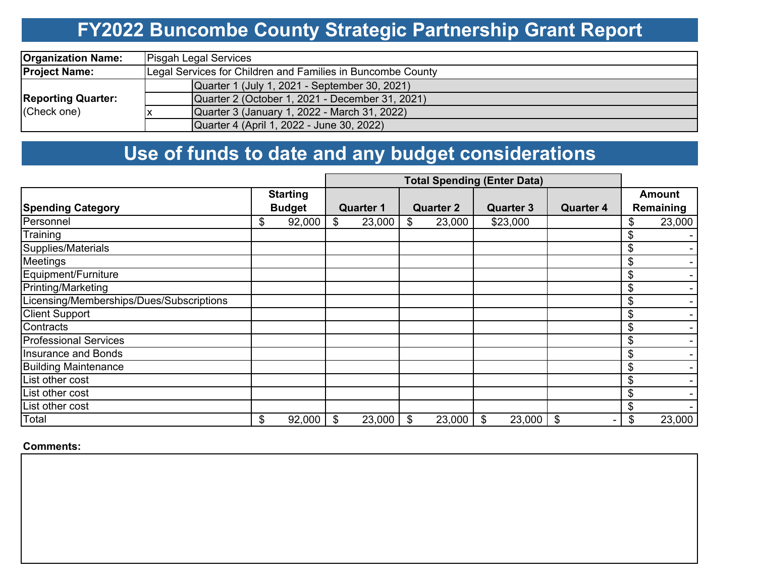# FY2022 Buncombe County Strategic Partnership Grant Report

| | | |
|---|---|---|
| **Organization Name:** | Pisgah Legal Services | |
| **Project Name:** | Legal Services for Children and Families in Buncombe County | |
| **Reporting Quarter:** (Check one) | | Quarter 1 (July 1, 2021 - September 30, 2021) |
| | | Quarter 2 (October 1, 2021 - December 31, 2021) |
| | x | Quarter 3 (January 1, 2022 - March 31, 2022) |
| | | Quarter 4 (April 1, 2022 - June 30, 2022) |

# Use of funds to date and any budget considerations

| | | Total Spending (Enter Data) | | | | |
|---|---|---|---|---|---|---|
| **Spending Category** | **Starting Budget** | **Quarter 1** | **Quarter 2** | **Quarter 3** | **Quarter 4** | **Amount Remaining** |
| Personnel | $ 92,000 | $ 23,000 | $ 23,000 | $23,000 | | $ 23,000 |
| Training | | | | | | $ - |
| Supplies/Materials | | | | | | $ - |
| Meetings | | | | | | $ - |
| Equipment/Furniture | | | | | | $ - |
| Printing/Marketing | | | | | | $ - |
| Licensing/Memberships/Dues/Subscriptions | | | | | | $ - |
| Client Support | | | | | | $ - |
| Contracts | | | | | | $ - |
| Professional Services | | | | | | $ - |
| Insurance and Bonds | | | | | | $ - |
| Building Maintenance | | | | | | $ - |
| List other cost | | | | | | $ - |
| List other cost | | | | | | $ - |
| List other cost | | | | | | $ - |
| Total | $ 92,000 | $ 23,000 | $ 23,000 | $ 23,000 | $ - | $ 23,000 |

**Comments:**